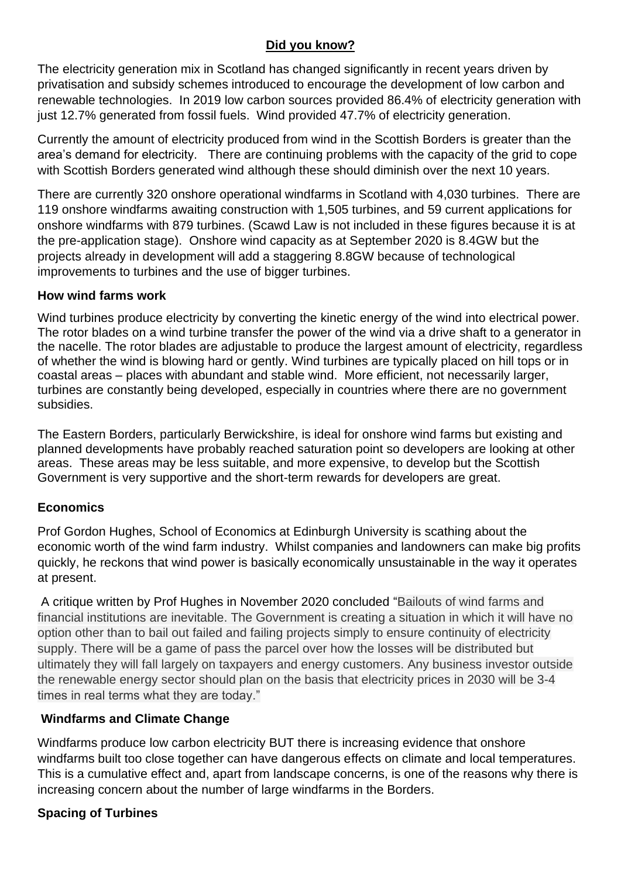## **Did you know?**

The electricity generation mix in Scotland has changed significantly in recent years driven by privatisation and subsidy schemes introduced to encourage the development of low carbon and renewable technologies. In 2019 low carbon sources provided 86.4% of electricity generation with just 12.7% generated from fossil fuels. Wind provided 47.7% of electricity generation.

Currently the amount of electricity produced from wind in the Scottish Borders is greater than the area's demand for electricity. There are continuing problems with the capacity of the grid to cope with Scottish Borders generated wind although these should diminish over the next 10 years.

There are currently 320 onshore operational windfarms in Scotland with 4,030 turbines. There are 119 onshore windfarms awaiting construction with 1,505 turbines, and 59 current applications for onshore windfarms with 879 turbines. (Scawd Law is not included in these figures because it is at the pre-application stage). Onshore wind capacity as at September 2020 is 8.4GW but the projects already in development will add a staggering 8.8GW because of technological improvements to turbines and the use of bigger turbines.

### **How wind farms work**

Wind turbines produce electricity by converting the kinetic energy of the wind into electrical power. The rotor blades on a wind turbine transfer the power of the wind via a drive shaft to a generator in the nacelle. The rotor blades are adjustable to produce the largest amount of electricity, regardless of whether the wind is blowing hard or gently. Wind turbines are typically placed on hill tops or in coastal areas – places with abundant and stable wind. More efficient, not necessarily larger, turbines are constantly being developed, especially in countries where there are no government subsidies.

The Eastern Borders, particularly Berwickshire, is ideal for onshore wind farms but existing and planned developments have probably reached saturation point so developers are looking at other areas. These areas may be less suitable, and more expensive, to develop but the Scottish Government is very supportive and the short-term rewards for developers are great.

### **Economics**

Prof Gordon Hughes, School of Economics at Edinburgh University is scathing about the economic worth of the wind farm industry. Whilst companies and landowners can make big profits quickly, he reckons that wind power is basically economically unsustainable in the way it operates at present.

A critique written by Prof Hughes in November 2020 concluded "Bailouts of wind farms and financial institutions are inevitable. The Government is creating a situation in which it will have no option other than to bail out failed and failing projects simply to ensure continuity of electricity supply. There will be a game of pass the parcel over how the losses will be distributed but ultimately they will fall largely on taxpayers and energy customers. Any business investor outside the renewable energy sector should plan on the basis that electricity prices in 2030 will be 3-4 times in real terms what they are today."

### **Windfarms and Climate Change**

Windfarms produce low carbon electricity BUT there is increasing evidence that onshore windfarms built too close together can have dangerous effects on climate and local temperatures. This is a cumulative effect and, apart from landscape concerns, is one of the reasons why there is increasing concern about the number of large windfarms in the Borders.

### **Spacing of Turbines**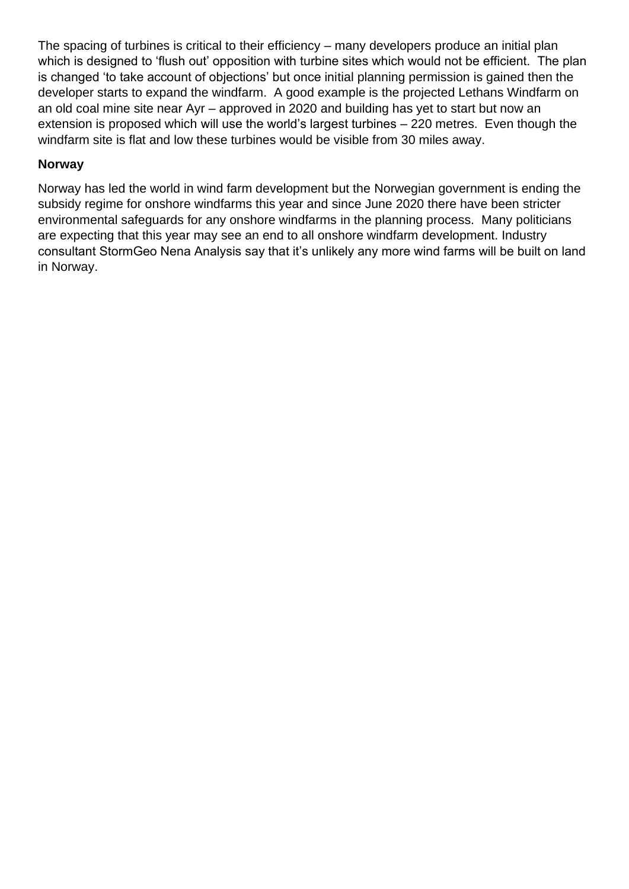The spacing of turbines is critical to their efficiency – many developers produce an initial plan which is designed to 'flush out' opposition with turbine sites which would not be efficient. The plan is changed 'to take account of objections' but once initial planning permission is gained then the developer starts to expand the windfarm. A good example is the projected Lethans Windfarm on an old coal mine site near Ayr – approved in 2020 and building has yet to start but now an extension is proposed which will use the world's largest turbines – 220 metres. Even though the windfarm site is flat and low these turbines would be visible from 30 miles away.

**Norway**

Norway has led the world in wind farm development but the Norwegian government is ending the subsidy regime for onshore windfarms this year and since June 2020 there have been stricter environmental safeguards for any onshore windfarms in the planning process. Many politicians are expecting that this year may see an end to all onshore windfarm development. Industry consultant StormGeo Nena Analysis say that it's unlikely any more wind farms will be built on land in Norway.